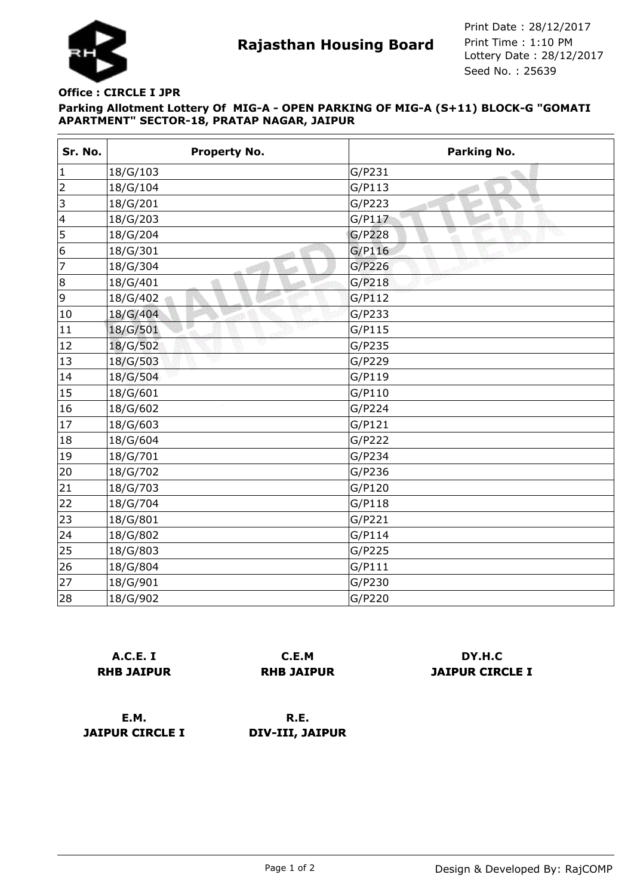# Rajasthan Housing Board

Print Date : 28/12/2017
Print Time : 1:10 PM
Lottery Date : 28/12/2017
Seed No. : 25639

**Office : CIRCLE I JPR**

**Parking Allotment Lottery Of MIG-A - OPEN PARKING OF MIG-A (S+11) BLOCK-G "GOMATI APARTMENT" SECTOR-18, PRATAP NAGAR, JAIPUR**

| Sr. No. | Property No. | Parking No. |
|---|---|---|
| 1 | 18/G/103 | G/P231 |
| 2 | 18/G/104 | G/P113 |
| 3 | 18/G/201 | G/P223 |
| 4 | 18/G/203 | G/P117 |
| 5 | 18/G/204 | G/P228 |
| 6 | 18/G/301 | G/P116 |
| 7 | 18/G/304 | G/P226 |
| 8 | 18/G/401 | G/P218 |
| 9 | 18/G/402 | G/P112 |
| 10 | 18/G/404 | G/P233 |
| 11 | 18/G/501 | G/P115 |
| 12 | 18/G/502 | G/P235 |
| 13 | 18/G/503 | G/P229 |
| 14 | 18/G/504 | G/P119 |
| 15 | 18/G/601 | G/P110 |
| 16 | 18/G/602 | G/P224 |
| 17 | 18/G/603 | G/P121 |
| 18 | 18/G/604 | G/P222 |
| 19 | 18/G/701 | G/P234 |
| 20 | 18/G/702 | G/P236 |
| 21 | 18/G/703 | G/P120 |
| 22 | 18/G/704 | G/P118 |
| 23 | 18/G/801 | G/P221 |
| 24 | 18/G/802 | G/P114 |
| 25 | 18/G/803 | G/P225 |
| 26 | 18/G/804 | G/P111 |
| 27 | 18/G/901 | G/P230 |
| 28 | 18/G/902 | G/P220 |

**A.C.E. I**
**RHB JAIPUR**

**C.E.M**
**RHB JAIPUR**

**DY.H.C**
**JAIPUR CIRCLE I**

**E.M.**
**JAIPUR CIRCLE I**

**R.E.**
**DIV-III, JAIPUR**

Design & Developed By: RajCOMP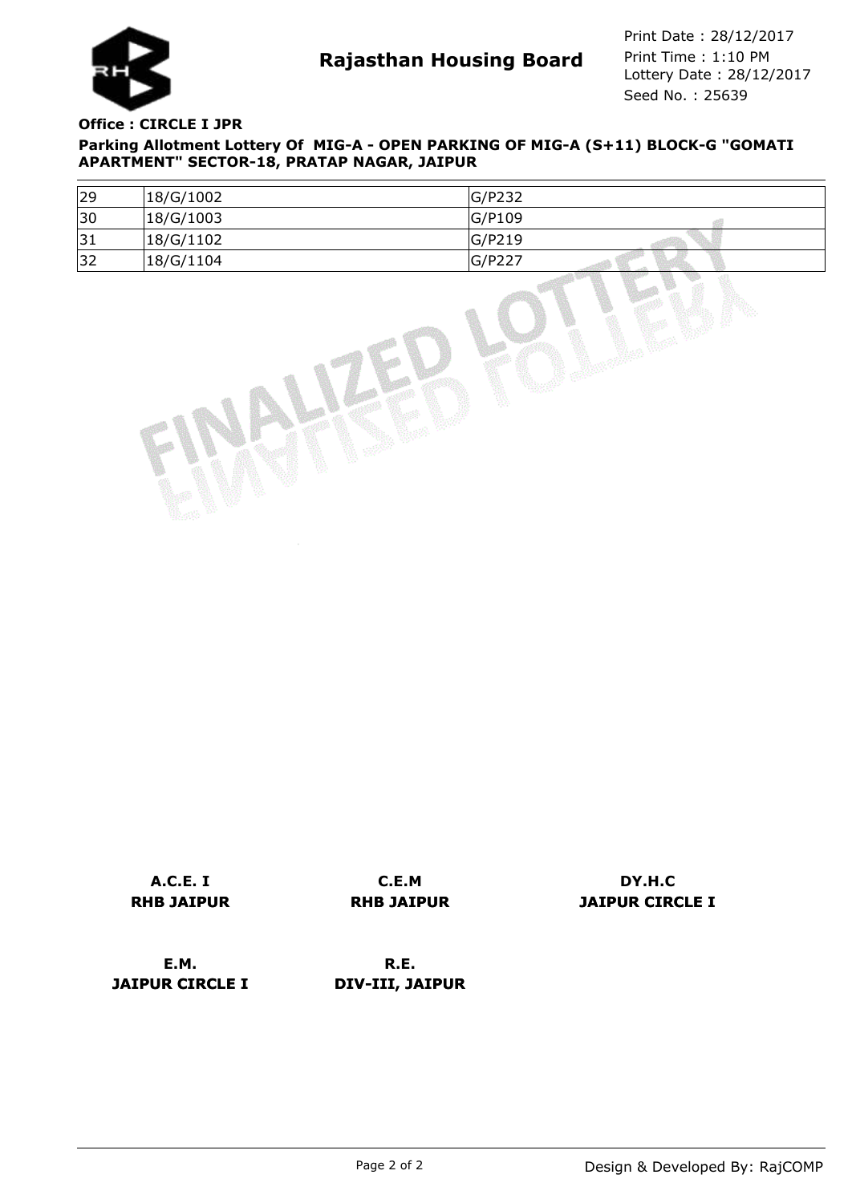# Rajasthan Housing Board

Print Date : 28/12/2017
Print Time : 1:10 PM
Lottery Date : 28/12/2017
Seed No. : 25639

**Office : CIRCLE I JPR**

**Parking Allotment Lottery Of MIG-A - OPEN PARKING OF MIG-A (S+11) BLOCK-G "GOMATI APARTMENT" SECTOR-18, PRATAP NAGAR, JAIPUR**

| | | |
|---|---|---|
| 29 | 18/G/1002 | G/P232 |
| 30 | 18/G/1003 | G/P109 |
| 31 | 18/G/1102 | G/P219 |
| 32 | 18/G/1104 | G/P227 |

FINALIZED LOTTERY

**A.C.E. I**
**RHB JAIPUR**

**C.E.M**
**RHB JAIPUR**

**DY.H.C**
**JAIPUR CIRCLE I**

**E.M.**
**JAIPUR CIRCLE I**

**R.E.**
**DIV-III, JAIPUR**

Design & Developed By: RajCOMP